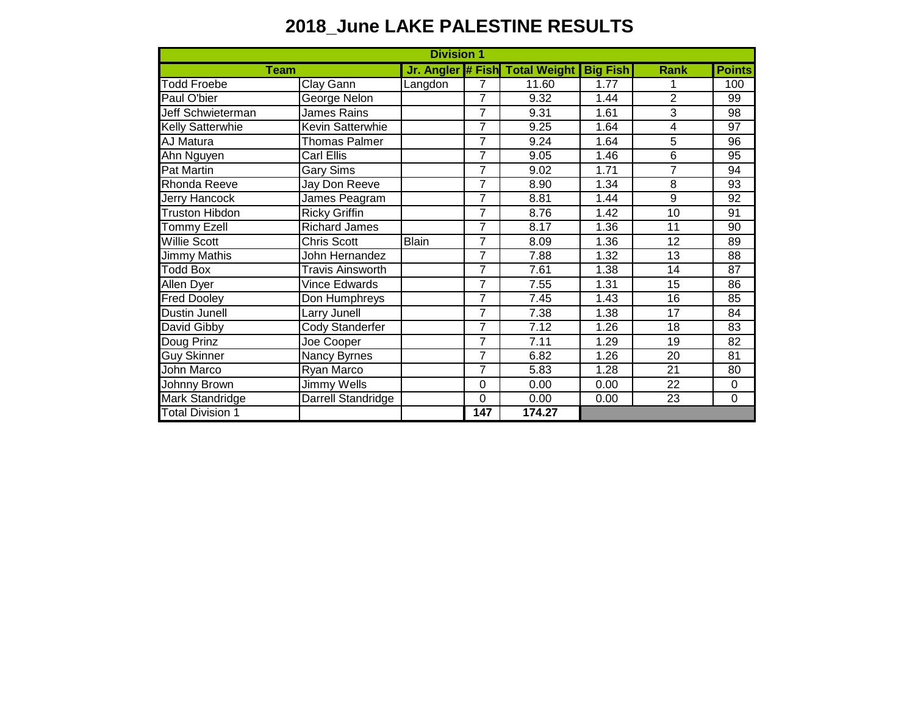# 2018_June LAKE PALESTINE RESULTS

| Division 1 | | | | | | | |
|---|---|---|---|---|---|---|---|
| Team | | Jr. Angler | # Fish | Total Weight | Big Fish | Rank | Points |
| Todd Froebe | Clay Gann | Langdon | 7 | 11.60 | 1.77 | 1 | 100 |
| Paul O'bier | George Nelon | | 7 | 9.32 | 1.44 | 2 | 99 |
| Jeff Schwieterman | James Rains | | 7 | 9.31 | 1.61 | 3 | 98 |
| Kelly Satterwhie | Kevin Satterwhie | | 7 | 9.25 | 1.64 | 4 | 97 |
| AJ Matura | Thomas Palmer | | 7 | 9.24 | 1.64 | 5 | 96 |
| Ahn Nguyen | Carl Ellis | | 7 | 9.05 | 1.46 | 6 | 95 |
| Pat Martin | Gary Sims | | 7 | 9.02 | 1.71 | 7 | 94 |
| Rhonda Reeve | Jay Don Reeve | | 7 | 8.90 | 1.34 | 8 | 93 |
| Jerry Hancock | James Peagram | | 7 | 8.81 | 1.44 | 9 | 92 |
| Truston Hibdon | Ricky Griffin | | 7 | 8.76 | 1.42 | 10 | 91 |
| Tommy Ezell | Richard James | | 7 | 8.17 | 1.36 | 11 | 90 |
| Willie Scott | Chris Scott | Blain | 7 | 8.09 | 1.36 | 12 | 89 |
| Jimmy Mathis | John Hernandez | | 7 | 7.88 | 1.32 | 13 | 88 |
| Todd Box | Travis Ainsworth | | 7 | 7.61 | 1.38 | 14 | 87 |
| Allen Dyer | Vince Edwards | | 7 | 7.55 | 1.31 | 15 | 86 |
| Fred Dooley | Don Humphreys | | 7 | 7.45 | 1.43 | 16 | 85 |
| Dustin Junell | Larry Junell | | 7 | 7.38 | 1.38 | 17 | 84 |
| David Gibby | Cody Standerfer | | 7 | 7.12 | 1.26 | 18 | 83 |
| Doug Prinz | Joe Cooper | | 7 | 7.11 | 1.29 | 19 | 82 |
| Guy Skinner | Nancy Byrnes | | 7 | 6.82 | 1.26 | 20 | 81 |
| John Marco | Ryan Marco | | 7 | 5.83 | 1.28 | 21 | 80 |
| Johnny Brown | Jimmy Wells | | 0 | 0.00 | 0.00 | 22 | 0 |
| Mark Standridge | Darrell Standridge | | 0 | 0.00 | 0.00 | 23 | 0 |
| Total Division 1 | | | **147** | **174.27** | | | |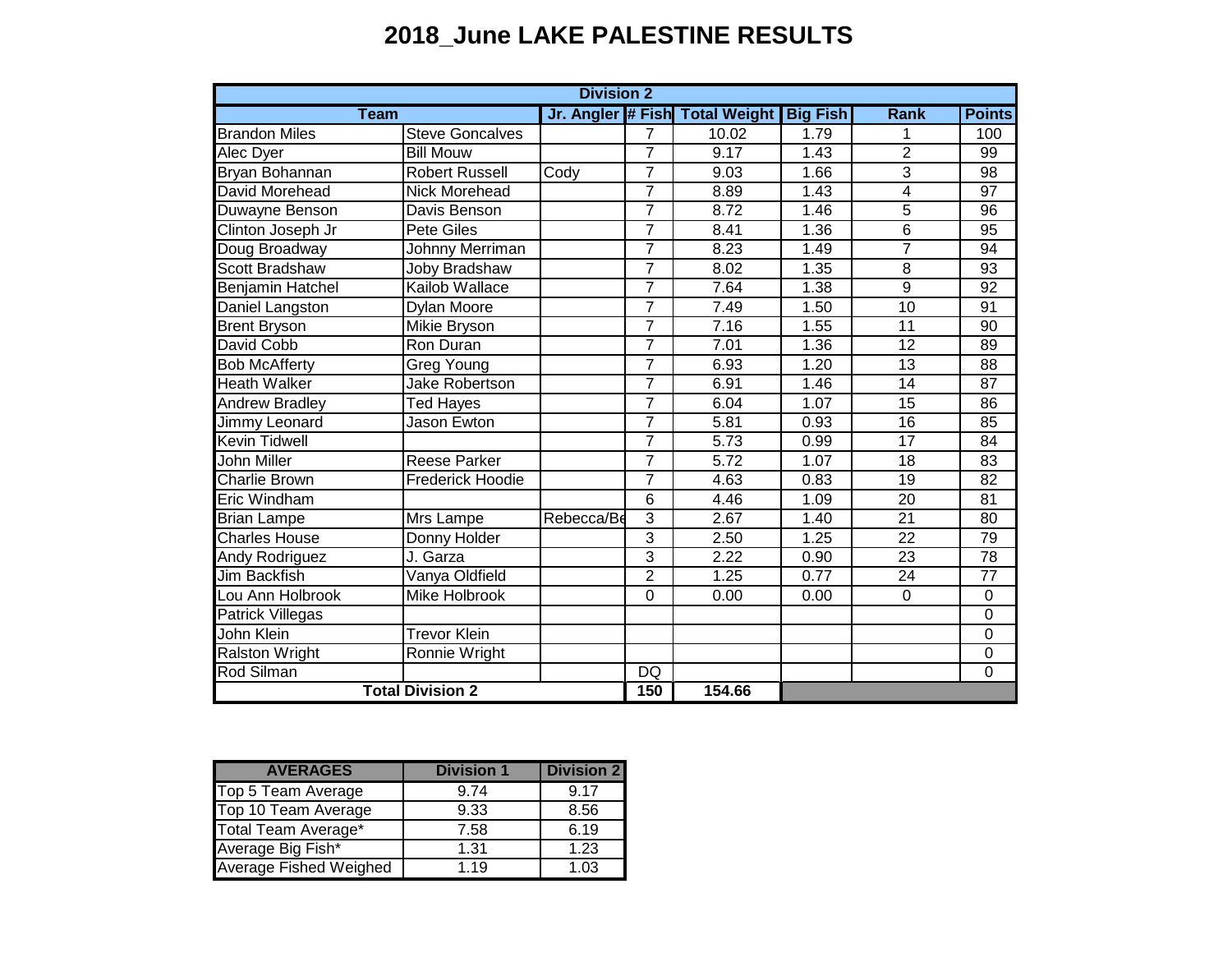// 2018_June LAKE PALESTINE RESULTS

| Division 2 | | | | | | | |
|---|---|---|---|---|---|---|---|
| Team | | Jr. Angler | # Fish | Total Weight | Big Fish | Rank | Points |
| Brandon Miles | Steve Goncalves | | 7 | 10.02 | 1.79 | 1 | 100 |
| Alec Dyer | Bill Mouw | | 7 | 9.17 | 1.43 | 2 | 99 |
| Bryan Bohannan | Robert Russell | Cody | 7 | 9.03 | 1.66 | 3 | 98 |
| David Morehead | Nick Morehead | | 7 | 8.89 | 1.43 | 4 | 97 |
| Duwayne Benson | Davis Benson | | 7 | 8.72 | 1.46 | 5 | 96 |
| Clinton Joseph Jr | Pete Giles | | 7 | 8.41 | 1.36 | 6 | 95 |
| Doug Broadway | Johnny Merriman | | 7 | 8.23 | 1.49 | 7 | 94 |
| Scott Bradshaw | Joby Bradshaw | | 7 | 8.02 | 1.35 | 8 | 93 |
| Benjamin Hatchel | Kailob Wallace | | 7 | 7.64 | 1.38 | 9 | 92 |
| Daniel Langston | Dylan Moore | | 7 | 7.49 | 1.50 | 10 | 91 |
| Brent Bryson | Mikie Bryson | | 7 | 7.16 | 1.55 | 11 | 90 |
| David Cobb | Ron Duran | | 7 | 7.01 | 1.36 | 12 | 89 |
| Bob McAfferty | Greg Young | | 7 | 6.93 | 1.20 | 13 | 88 |
| Heath Walker | Jake Robertson | | 7 | 6.91 | 1.46 | 14 | 87 |
| Andrew Bradley | Ted Hayes | | 7 | 6.04 | 1.07 | 15 | 86 |
| Jimmy Leonard | Jason Ewton | | 7 | 5.81 | 0.93 | 16 | 85 |
| Kevin Tidwell | | | 7 | 5.73 | 0.99 | 17 | 84 |
| John Miller | Reese Parker | | 7 | 5.72 | 1.07 | 18 | 83 |
| Charlie Brown | Frederick Hoodie | | 7 | 4.63 | 0.83 | 19 | 82 |
| Eric Windham | | | 6 | 4.46 | 1.09 | 20 | 81 |
| Brian Lampe | Mrs Lampe | Rebecca/Be | 3 | 2.67 | 1.40 | 21 | 80 |
| Charles House | Donny Holder | | 3 | 2.50 | 1.25 | 22 | 79 |
| Andy Rodriguez | J. Garza | | 3 | 2.22 | 0.90 | 23 | 78 |
| Jim Backfish | Vanya Oldfield | | 2 | 1.25 | 0.77 | 24 | 77 |
| Lou Ann Holbrook | Mike Holbrook | | 0 | 0.00 | 0.00 | 0 | 0 |
| Patrick Villegas | | | | | | | 0 |
| John Klein | Trevor Klein | | | | | | 0 |
| Ralston Wright | Ronnie Wright | | | | | | 0 |
| Rod Silman | | | DQ | | | | 0 |
| **Total Division 2** | | | **150** | **154.66** | | | |

| AVERAGES | Division 1 | Division 2 |
|---|---|---|
| Top 5 Team Average | 9.74 | 9.17 |
| Top 10 Team Average | 9.33 | 8.56 |
| Total Team Average* | 7.58 | 6.19 |
| Average Big Fish* | 1.31 | 1.23 |
| Average Fished Weighed | 1.19 | 1.03 |